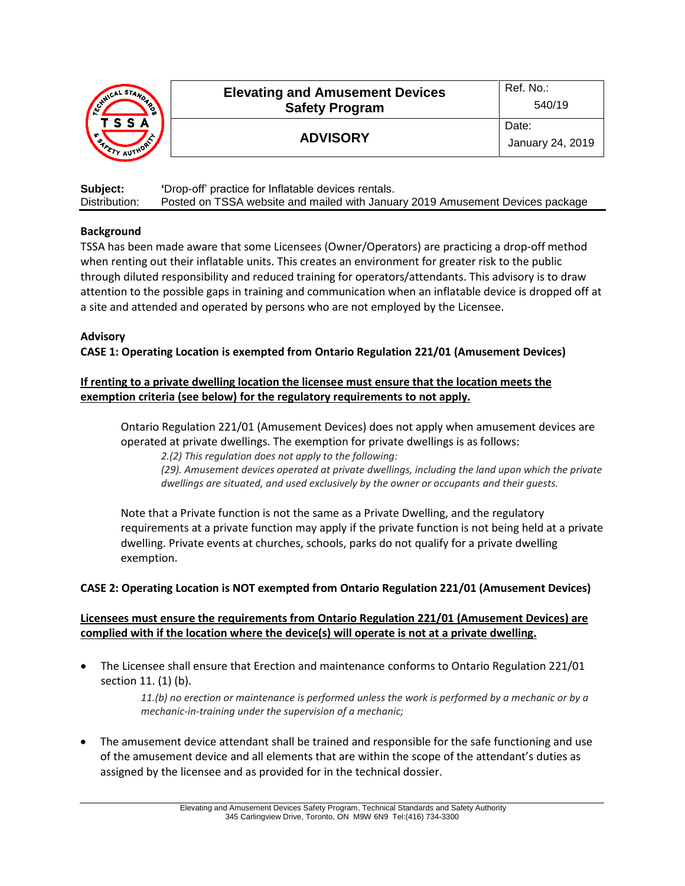| | Elevating and Amusement Devices Safety Program | Ref. No.: 540/19 |
|---|---|---|
| | **ADVISORY** | Date: January 24, 2019 |

**Subject:** 'Drop-off' practice for Inflatable devices rentals.
Distribution: Posted on TSSA website and mailed with January 2019 Amusement Devices package

**Background**

TSSA has been made aware that some Licensees (Owner/Operators) are practicing a drop-off method when renting out their inflatable units. This creates an environment for greater risk to the public through diluted responsibility and reduced training for operators/attendants. This advisory is to draw attention to the possible gaps in training and communication when an inflatable device is dropped off at a site and attended and operated by persons who are not employed by the Licensee.

**Advisory**

**CASE 1: Operating Location is exempted from Ontario Regulation 221/01 (Amusement Devices)**

**If renting to a private dwelling location the licensee must ensure that the location meets the exemption criteria (see below) for the regulatory requirements to not apply.**

Ontario Regulation 221/01 (Amusement Devices) does not apply when amusement devices are operated at private dwellings. The exemption for private dwellings is as follows:

> *2.(2) This regulation does not apply to the following:*
> *(29). Amusement devices operated at private dwellings, including the land upon which the private dwellings are situated, and used exclusively by the owner or occupants and their guests.*

Note that a Private function is not the same as a Private Dwelling, and the regulatory requirements at a private function may apply if the private function is not being held at a private dwelling. Private events at churches, schools, parks do not qualify for a private dwelling exemption.

**CASE 2: Operating Location is NOT exempted from Ontario Regulation 221/01 (Amusement Devices)**

**Licensees must ensure the requirements from Ontario Regulation 221/01 (Amusement Devices) are complied with if the location where the device(s) will operate is not at a private dwelling.**

- The Licensee shall ensure that Erection and maintenance conforms to Ontario Regulation 221/01 section 11. (1) (b).

  > *11.(b) no erection or maintenance is performed unless the work is performed by a mechanic or by a mechanic-in-training under the supervision of a mechanic;*

- The amusement device attendant shall be trained and responsible for the safe functioning and use of the amusement device and all elements that are within the scope of the attendant's duties as assigned by the licensee and as provided for in the technical dossier.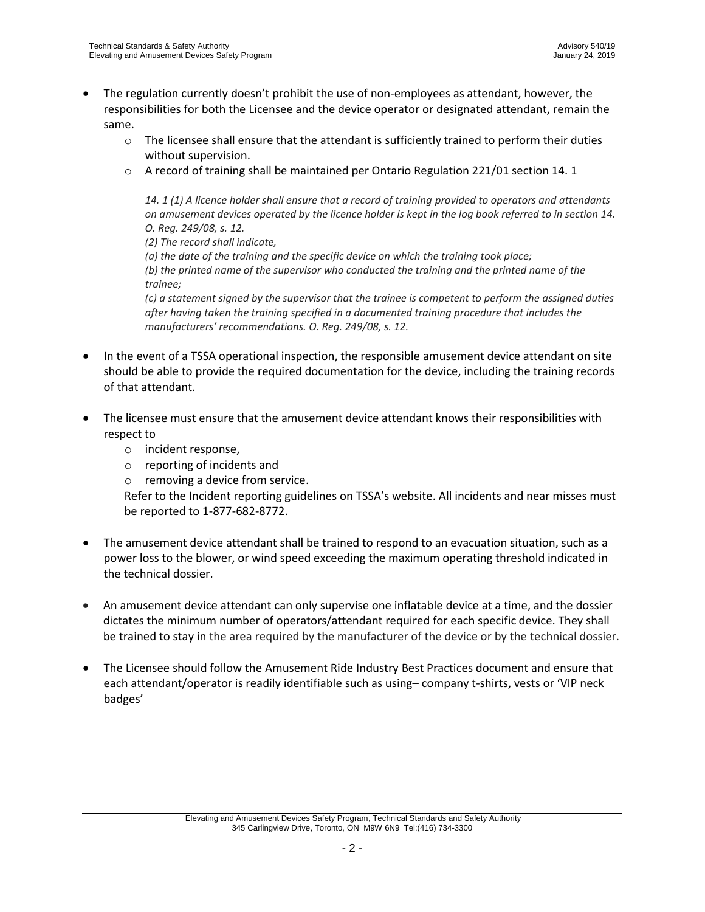- The regulation currently doesn't prohibit the use of non-employees as attendant, however, the responsibilities for both the Licensee and the device operator or designated attendant, remain the same.
  - The licensee shall ensure that the attendant is sufficiently trained to perform their duties without supervision.
  - A record of training shall be maintained per Ontario Regulation 221/01 section 14. 1

    *14. 1 (1) A licence holder shall ensure that a record of training provided to operators and attendants on amusement devices operated by the licence holder is kept in the log book referred to in section 14. O. Reg. 249/08, s. 12.*

    *(2) The record shall indicate,*

    *(a) the date of the training and the specific device on which the training took place;*

    *(b) the printed name of the supervisor who conducted the training and the printed name of the trainee;*

    *(c) a statement signed by the supervisor that the trainee is competent to perform the assigned duties after having taken the training specified in a documented training procedure that includes the manufacturers' recommendations. O. Reg. 249/08, s. 12.*

- In the event of a TSSA operational inspection, the responsible amusement device attendant on site should be able to provide the required documentation for the device, including the training records of that attendant.

- The licensee must ensure that the amusement device attendant knows their responsibilities with respect to
  - incident response,
  - reporting of incidents and
  - removing a device from service.

  Refer to the Incident reporting guidelines on TSSA's website. All incidents and near misses must be reported to 1-877-682-8772.

- The amusement device attendant shall be trained to respond to an evacuation situation, such as a power loss to the blower, or wind speed exceeding the maximum operating threshold indicated in the technical dossier.

- An amusement device attendant can only supervise one inflatable device at a time, and the dossier dictates the minimum number of operators/attendant required for each specific device. They shall be trained to stay in the area required by the manufacturer of the device or by the technical dossier.

- The Licensee should follow the Amusement Ride Industry Best Practices document and ensure that each attendant/operator is readily identifiable such as using– company t-shirts, vests or 'VIP neck badges'